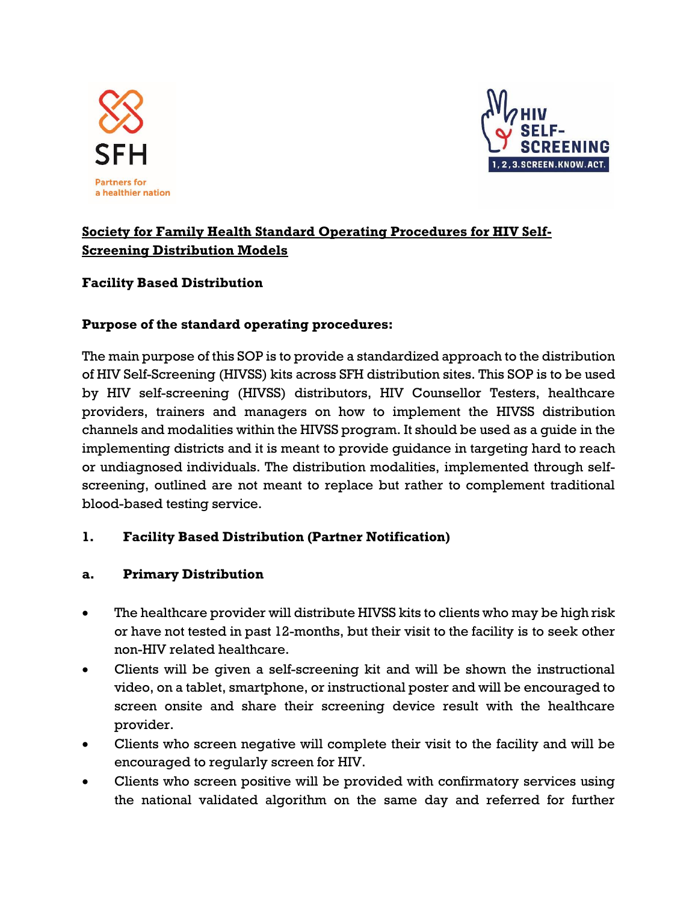SFH

Partners for a healthier nation

HIV SELF-SCREENING

1, 2, 3. SCREEN. KNOW. ACT.

# Society for Family Health Standard Operating Procedures for HIV Self-Screening Distribution Models

## Facility Based Distribution

### Purpose of the standard operating procedures:

The main purpose of this SOP is to provide a standardized approach to the distribution of HIV Self-Screening (HIVSS) kits across SFH distribution sites. This SOP is to be used by HIV self-screening (HIVSS) distributors, HIV Counsellor Testers, healthcare providers, trainers and managers on how to implement the HIVSS distribution channels and modalities within the HIVSS program. It should be used as a guide in the implementing districts and it is meant to provide guidance in targeting hard to reach or undiagnosed individuals. The distribution modalities, implemented through self-screening, outlined are not meant to replace but rather to complement traditional blood-based testing service.

## 1. Facility Based Distribution (Partner Notification)

### a. Primary Distribution

- The healthcare provider will distribute HIVSS kits to clients who may be high risk or have not tested in past 12-months, but their visit to the facility is to seek other non-HIV related healthcare.
- Clients will be given a self-screening kit and will be shown the instructional video, on a tablet, smartphone, or instructional poster and will be encouraged to screen onsite and share their screening device result with the healthcare provider.
- Clients who screen negative will complete their visit to the facility and will be encouraged to regularly screen for HIV.
- Clients who screen positive will be provided with confirmatory services using the national validated algorithm on the same day and referred for further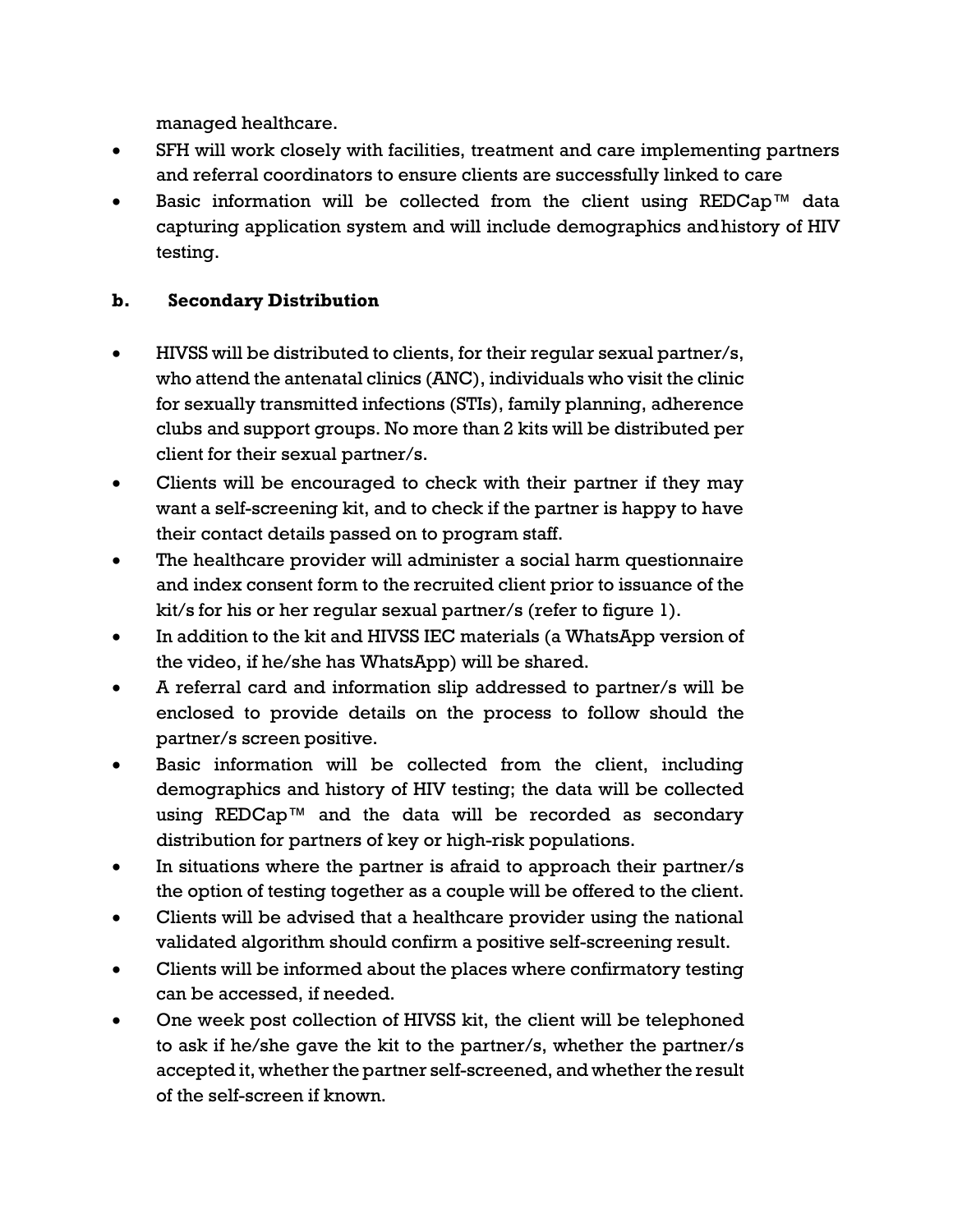managed healthcare.

- SFH will work closely with facilities, treatment and care implementing partners and referral coordinators to ensure clients are successfully linked to care
- Basic information will be collected from the client using REDCap™ data capturing application system and will include demographics and history of HIV testing.

**b. Secondary Distribution**

- HIVSS will be distributed to clients, for their regular sexual partner/s, who attend the antenatal clinics (ANC), individuals who visit the clinic for sexually transmitted infections (STIs), family planning, adherence clubs and support groups. No more than 2 kits will be distributed per client for their sexual partner/s.
- Clients will be encouraged to check with their partner if they may want a self-screening kit, and to check if the partner is happy to have their contact details passed on to program staff.
- The healthcare provider will administer a social harm questionnaire and index consent form to the recruited client prior to issuance of the kit/s for his or her regular sexual partner/s (refer to figure 1).
- In addition to the kit and HIVSS IEC materials (a WhatsApp version of the video, if he/she has WhatsApp) will be shared.
- A referral card and information slip addressed to partner/s will be enclosed to provide details on the process to follow should the partner/s screen positive.
- Basic information will be collected from the client, including demographics and history of HIV testing; the data will be collected using REDCap™ and the data will be recorded as secondary distribution for partners of key or high-risk populations.
- In situations where the partner is afraid to approach their partner/s the option of testing together as a couple will be offered to the client.
- Clients will be advised that a healthcare provider using the national validated algorithm should confirm a positive self-screening result.
- Clients will be informed about the places where confirmatory testing can be accessed, if needed.
- One week post collection of HIVSS kit, the client will be telephoned to ask if he/she gave the kit to the partner/s, whether the partner/s accepted it, whether the partner self-screened, and whether the result of the self-screen if known.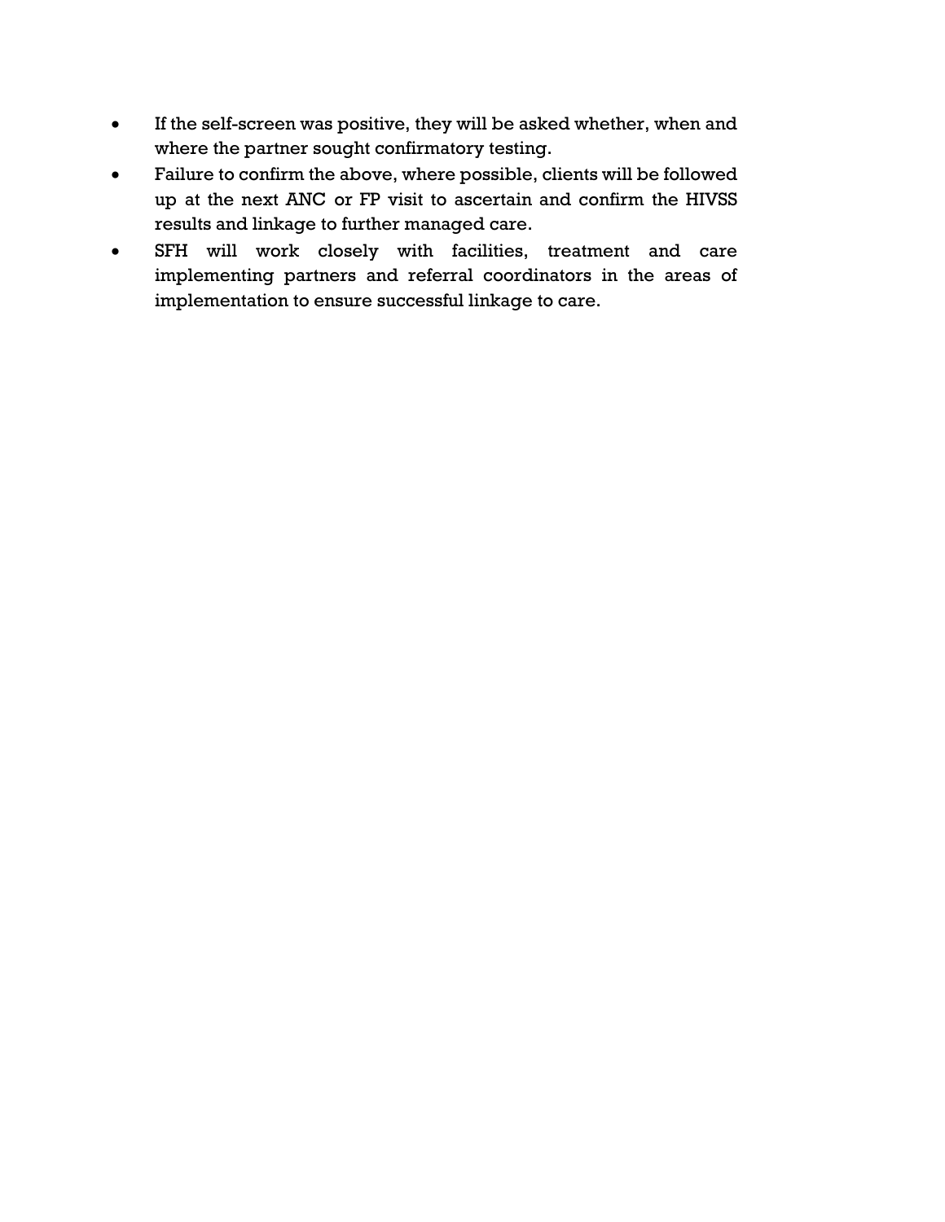- If the self-screen was positive, they will be asked whether, when and where the partner sought confirmatory testing.
- Failure to confirm the above, where possible, clients will be followed up at the next ANC or FP visit to ascertain and confirm the HIVSS results and linkage to further managed care.
- SFH will work closely with facilities, treatment and care implementing partners and referral coordinators in the areas of implementation to ensure successful linkage to care.